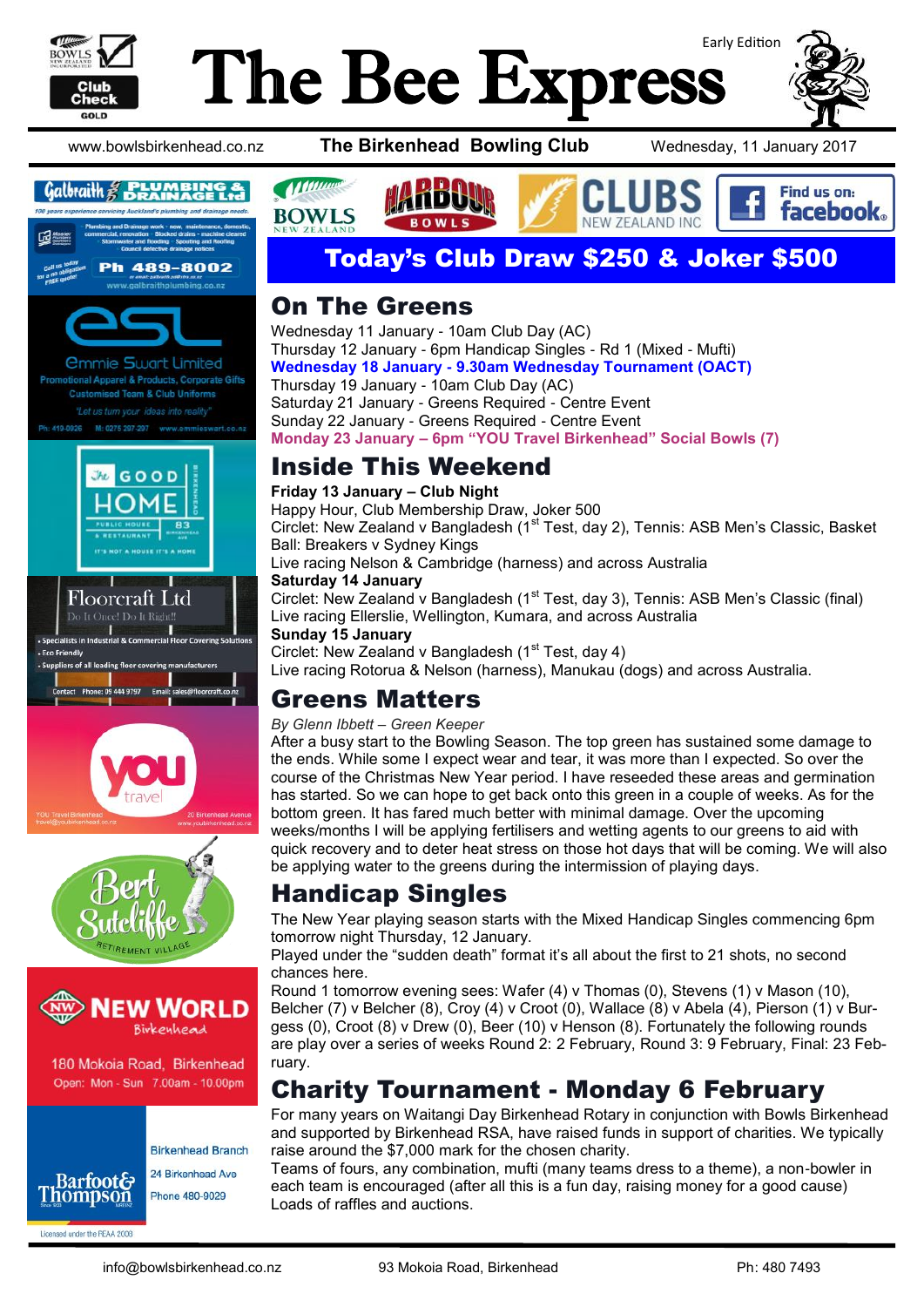# The Bee Express

Early Edition

www.bowlsbirkenhead.co.nz | **The Birkenhead Bowling Club** | Wednesday, 11 January 2017

**Today's Club Draw $250 & Joker $500**

## On The Greens

Wednesday 11 January - 10am Club Day (AC)
Thursday 12 January - 6pm Handicap Singles - Rd 1 (Mixed - Mufti)
**Wednesday 18 January - 9.30am Wednesday Tournament (OACT)**
Thursday 19 January - 10am Club Day (AC)
Saturday 21 January - Greens Required - Centre Event
Sunday 22 January - Greens Required - Centre Event
**Monday 23 January - 6pm "YOU Travel Birkenhead" Social Bowls (7)**

## Inside This Weekend

**Friday 13 January – Club Night**
Happy Hour, Club Membership Draw, Joker 500
Circlet: New Zealand v Bangladesh (1st Test, day 2), Tennis: ASB Men's Classic, Basket Ball: Breakers v Sydney Kings
Live racing Nelson & Cambridge (harness) and across Australia
**Saturday 14 January**
Circlet: New Zealand v Bangladesh (1st Test, day 3), Tennis: ASB Men's Classic (final)
Live racing Ellerslie, Wellington, Kumara, and across Australia
**Sunday 15 January**
Circlet: New Zealand v Bangladesh (1st Test, day 4)
Live racing Rotorua & Nelson (harness), Manukau (dogs) and across Australia.

## Greens Matters

*By Glenn Ibbett – Green Keeper*

After a busy start to the Bowling Season. The top green has sustained some damage to the ends. While some I expect wear and tear, it was more than I expected. So over the course of the Christmas New Year period. I have reseeded these areas and germination has started. So we can hope to get back onto this green in a couple of weeks. As for the bottom green. It has fared much better with minimal damage. Over the upcoming weeks/months I will be applying fertilisers and wetting agents to our greens to aid with quick recovery and to deter heat stress on those hot days that will be coming. We will also be applying water to the greens during the intermission of playing days.

## Handicap Singles

The New Year playing season starts with the Mixed Handicap Singles commencing 6pm tomorrow night Thursday, 12 January.

Played under the "sudden death" format it's all about the first to 21 shots, no second chances here.

Round 1 tomorrow evening sees: Wafer (4) v Thomas (0), Stevens (1) v Mason (10), Belcher (7) v Belcher (8), Croy (4) v Croot (0), Wallace (8) v Abela (4), Pierson (1) v Burgess (0), Croot (8) v Drew (0), Beer (10) v Henson (8). Fortunately the following rounds are play over a series of weeks Round 2: 2 February, Round 3: 9 February, Final: 23 February.

## Charity Tournament - Monday 6 February

For many years on Waitangi Day Birkenhead Rotary in conjunction with Bowls Birkenhead and supported by Birkenhead RSA, have raised funds in support of charities. We typically raise around the $7,000 mark for the chosen charity.

Teams of fours, any combination, mufti (many teams dress to a theme), a non-bowler in each team is encouraged (after all this is a fun day, raising money for a good cause) Loads of raffles and auctions.

---

Galbraith Plumbing & Drainage Ltd – 100 years experience servicing Auckland's plumbing and drainage needs. Plumbing and Drainage work - new, maintenance, domestic, commercial, renovation · Blocked drains - machine cleared · Stormwater and flooding · Spouting and Roofing · Council detective drainage notices. Call us today for a no obligation FREE quote! Ph 489-8002 www.galbraithplumbing.co.nz

Emmie Swart Limited – Promotional Apparel & Products, Corporate Gifts, Customised Team & Club Uniforms. "Let us turn your ideas into reality" Ph: 419-0926 M: 0275 297-297 www.emmieswart.co.nz

The Good Home Birkenhead – Public House & Restaurant, 83. It's not a house it's a home

Floorcraft Ltd – Do It Once! Do It Right!! Specialists in Industrial & Commercial Floor Covering Solutions · Eco Friendly · Suppliers of all leading floor covering manufacturers. Contact Phone: 09 444 9797 Email: sales@floorcraft.co.nz

YOU Travel Birkenhead – travel@youbirkenhead.co.nz – 20 Birkenhead Avenue – www.youbirkenhead.co.nz

Bert Sutcliffe Retirement Village

New World Birkenhead – 180 Mokoia Road, Birkenhead. Open: Mon - Sun 7.00am - 10.00pm

Barfoot & Thompson – Birkenhead Branch, 24 Birkenhead Ave, Phone 480-9029. Licensed under the REAA 2008

info@bowlsbirkenhead.co.nz | 93 Mokoia Road, Birkenhead | Ph: 480 7493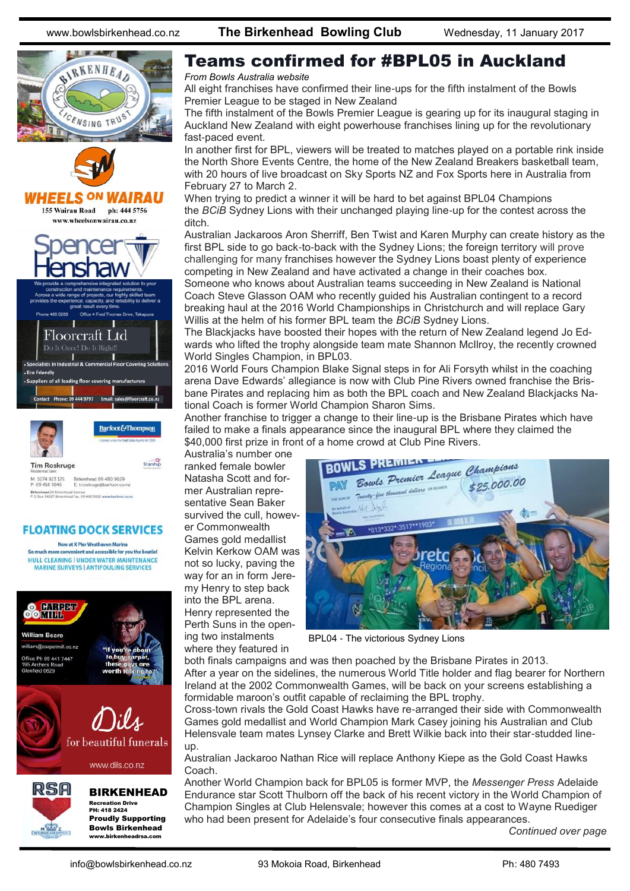# Teams confirmed for #BPL05 in Auckland

*From Bowls Australia website*

All eight franchises have confirmed their line-ups for the fifth instalment of the Bowls Premier League to be staged in New Zealand

The fifth instalment of the Bowls Premier League is gearing up for its inaugural staging in Auckland New Zealand with eight powerhouse franchises lining up for the revolutionary fast-paced event.

In another first for BPL, viewers will be treated to matches played on a portable rink inside the North Shore Events Centre, the home of the New Zealand Breakers basketball team, with 20 hours of live broadcast on Sky Sports NZ and Fox Sports here in Australia from February 27 to March 2.

When trying to predict a winner it will be hard to bet against BPL04 Champions the *BCiB* Sydney Lions with their unchanged playing line-up for the contest across the ditch.

Australian Jackaroos Aron Sherriff, Ben Twist and Karen Murphy can create history as the first BPL side to go back-to-back with the Sydney Lions; the foreign territory will prove challenging for many franchises however the Sydney Lions boast plenty of experience competing in New Zealand and have activated a change in their coaches box.

Someone who knows about Australian teams succeeding in New Zealand is National Coach Steve Glasson OAM who recently guided his Australian contingent to a record breaking haul at the 2016 World Championships in Christchurch and will replace Gary Willis at the helm of his former BPL team the *BCiB* Sydney Lions.

The Blackjacks have boosted their hopes with the return of New Zealand legend Jo Edwards who lifted the trophy alongside team mate Shannon McIlroy, the recently crowned World Singles Champion, in BPL03.

2016 World Fours Champion Blake Signal steps in for Ali Forsyth whilst in the coaching arena Dave Edwards' allegiance is now with Club Pine Rivers owned franchise the Brisbane Pirates and replacing him as both the BPL coach and New Zealand Blackjacks National Coach is former World Champion Sharon Sims.

Another franchise to trigger a change to their line-up is the Brisbane Pirates which have failed to make a finals appearance since the inaugural BPL where they claimed the $40,000 first prize in front of a home crowd at Club Pine Rivers.

Australia's number one ranked female bowler Natasha Scott and former Australian representative Sean Baker survived the cull, however Commonwealth Games gold medallist Kelvin Kerkow OAM was not so lucky, paving the way for an in form Jeremy Henry to step back into the BPL arena.

BPL04 - The victorious Sydney Lions

Henry represented the Perth Suns in the opening two instalments where they featured in both finals campaigns and was then poached by the Brisbane Pirates in 2013.

After a year on the sidelines, the numerous World Title holder and flag bearer for Northern Ireland at the 2002 Commonwealth Games, will be back on your screens establishing a formidable maroon's outfit capable of reclaiming the BPL trophy.

Cross-town rivals the Gold Coast Hawks have re-arranged their side with Commonwealth Games gold medallist and World Champion Mark Casey joining his Australian and Club Helensvale team mates Lynsey Clarke and Brett Wilkie back into their star-studded line-up.

Australian Jackaroo Nathan Rice will replace Anthony Kiepe as the Gold Coast Hawks Coach.

Another World Champion back for BPL05 is former MVP, the *Messenger Press* Adelaide Endurance star Scott Thulborn off the back of his recent victory in the World Champion of Champion Singles at Club Helensvale; however this comes at a cost to Wayne Ruediger who had been present for Adelaide's four consecutive finals appearances.

*Continued over page*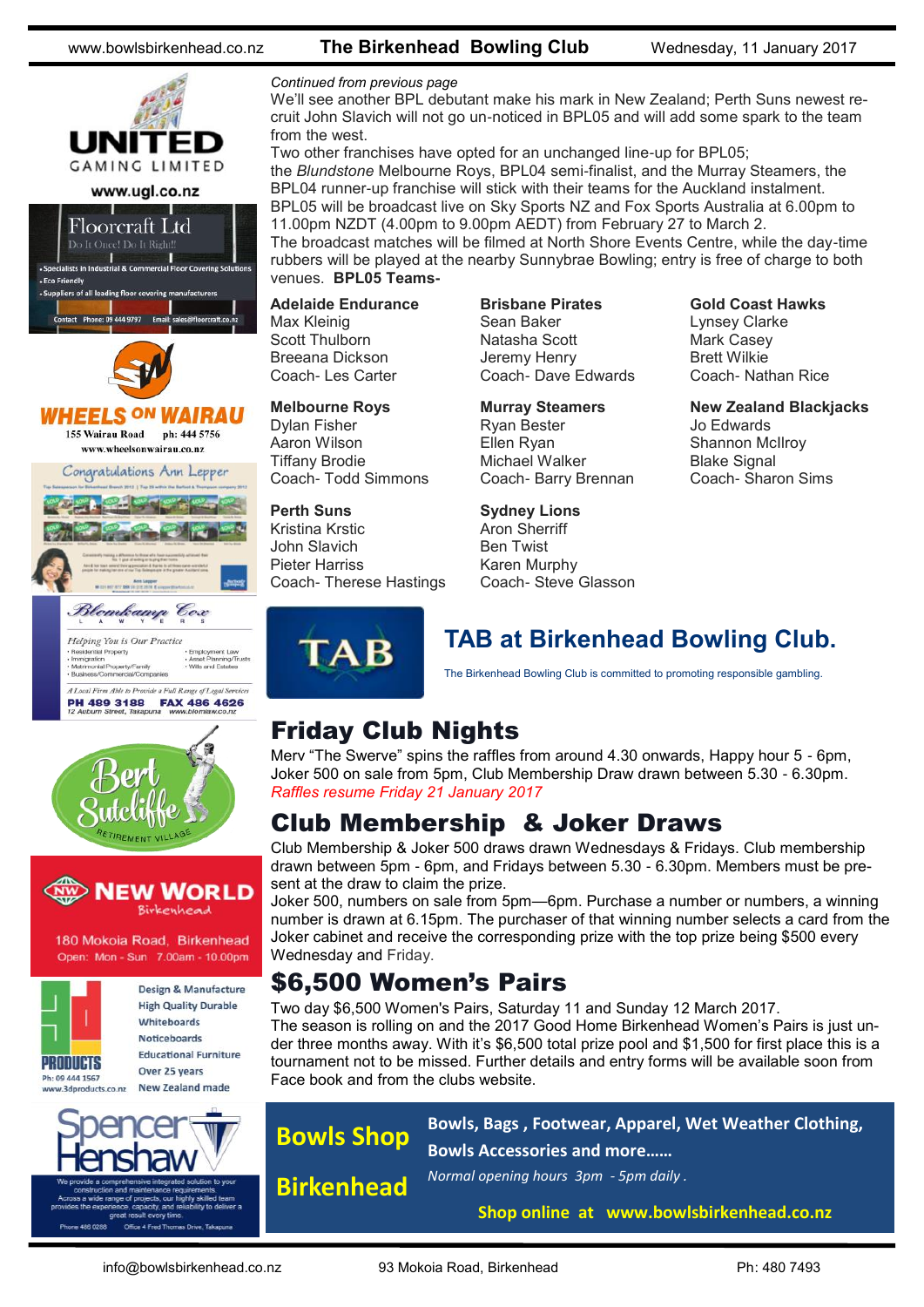*Continued from previous page*

We'll see another BPL debutant make his mark in New Zealand; Perth Suns newest recruit John Slavich will not go un-noticed in BPL05 and will add some spark to the team from the west.

Two other franchises have opted for an unchanged line-up for BPL05; the *Blundstone* Melbourne Roys, BPL04 semi-finalist, and the Murray Steamers, the BPL04 runner-up franchise will stick with their teams for the Auckland instalment.

BPL05 will be broadcast live on Sky Sports NZ and Fox Sports Australia at 6.00pm to 11.00pm NZDT (4.00pm to 9.00pm AEDT) from February 27 to March 2.

The broadcast matches will be filmed at North Shore Events Centre, while the day-time rubbers will be played at the nearby Sunnybrae Bowling; entry is free of charge to both venues. **BPL05 Teams-**

**Adelaide Endurance**
Max Kleinig
Scott Thulborn
Breeana Dickson
Coach- Les Carter

**Brisbane Pirates**
Sean Baker
Natasha Scott
Jeremy Henry
Coach- Dave Edwards

**Gold Coast Hawks**
Lynsey Clarke
Mark Casey
Brett Wilkie
Coach- Nathan Rice

**Melbourne Roys**
Dylan Fisher
Aaron Wilson
Tiffany Brodie
Coach- Todd Simmons

**Murray Steamers**
Ryan Bester
Ellen Ryan
Michael Walker
Coach- Barry Brennan

**New Zealand Blackjacks**
Jo Edwards
Shannon McIlroy
Blake Signal
Coach- Sharon Sims

**Perth Suns**
Kristina Krstic
John Slavich
Pieter Harriss
Coach- Therese Hastings

**Sydney Lions**
Aron Sherriff
Ben Twist
Karen Murphy
Coach- Steve Glasson

## TAB at Birkenhead Bowling Club.

The Birkenhead Bowling Club is committed to promoting responsible gambling.

## Friday Club Nights

Merv "The Swerve" spins the raffles from around 4.30 onwards, Happy hour 5 - 6pm, Joker 500 on sale from 5pm, Club Membership Draw drawn between 5.30 - 6.30pm.

*Raffles resume Friday 21 January 2017*

## Club Membership & Joker Draws

Club Membership & Joker 500 draws drawn Wednesdays & Fridays. Club membership drawn between 5pm - 6pm, and Fridays between 5.30 - 6.30pm. Members must be present at the draw to claim the prize.

Joker 500, numbers on sale from 5pm—6pm. Purchase a number or numbers, a winning number is drawn at 6.15pm. The purchaser of that winning number selects a card from the Joker cabinet and receive the corresponding prize with the top prize being $500 every Wednesday and Friday.

## $6,500 Women's Pairs

Two day $6,500 Women's Pairs, Saturday 11 and Sunday 12 March 2017.

The season is rolling on and the 2017 Good Home Birkenhead Women's Pairs is just under three months away. With it's $6,500 total prize pool and $1,500 for first place this is a tournament not to be missed. Further details and entry forms will be available soon from Face book and from the clubs website.

**Bowls Shop Birkenhead**

**Bowls, Bags , Footwear, Apparel, Wet Weather Clothing, Bowls Accessories and more……**

*Normal opening hours 3pm - 5pm daily .*

**Shop online at www.bowlsbirkenhead.co.nz**

UNITED GAMING LIMITED
www.ugl.co.nz

Floorcraft Ltd
Do It Once! Do It Right!!
- Specialists in Industrial & Commercial Floor Covering Solutions
- Eco Friendly
- Suppliers of all leading floor covering manufacturers

Contact Phone: 09 444 9797 Email: sales@floorcraft.co.nz

WHEELS ON WAIRAU
155 Wairau Road ph: 444 5756
www.wheelsonwairau.co.nz

Congratulations Ann Lepper

Blomkamp Cox Lawyers
Helping You is Our Practice
- Residential Property
- Immigration
- Matrimonial Property/Family
- Business/Commercial/Companies
- Employment Law
- Asset Planning/Trusts
- Wills and Estates

A Local Firm Able to Provide a Full Range of Legal Services
PH 489 3188 FAX 486 4626
12 Auburn Street, Takapuna www.blomlaw.co.nz

Bert Sutcliffe Retirement Village

NEW WORLD Birkenhead
180 Mokoia Road, Birkenhead
Open: Mon - Sun 7.00am - 10.00pm

3d PRODUCTS
Ph: 09 444 1567
www.3dproducts.co.nz
Design & Manufacture
High Quality Durable
Whiteboards
Noticeboards
Educational Furniture
Over 25 years
New Zealand made

Spencer Henshaw
We provide a comprehensive integrated solution to your construction and maintenance requirements. Across a wide range of projects, our highly skilled team provides the experience, capacity, and reliability to deliver a great result every time.
Phone 486 0288 Office 4 Fred Thomas Drive, Takapuna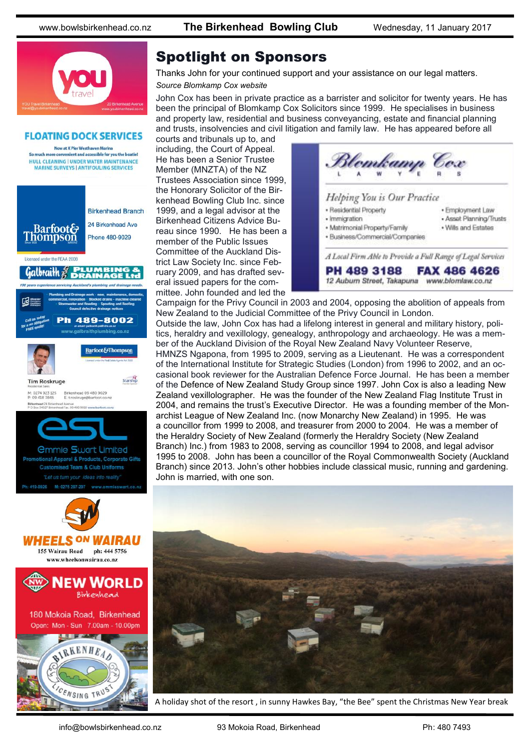# Spotlight on Sponsors

Thanks John for your continued support and your assistance on our legal matters.

*Source Blomkamp Cox website*

John Cox has been in private practice as a barrister and solicitor for twenty years. He has been the principal of Blomkamp Cox Solicitors since 1999. He specialises in business and property law, residential and business conveyancing, estate and financial planning and trusts, insolvencies and civil litigation and family law. He has appeared before all courts and tribunals up to, and including, the Court of Appeal. He has been a Senior Trustee Member (MNZTA) of the NZ Trustees Association since 1999, the Honorary Solicitor of the Birkenhead Bowling Club Inc. since 1999, and a legal advisor at the Birkenhead Citizens Advice Bureau since 1990. He has been a member of the Public Issues Committee of the Auckland District Law Society Inc. since February 2009, and has drafted several issued papers for the committee. John founded and led the Campaign for the Privy Council in 2003 and 2004, opposing the abolition of appeals from New Zealand to the Judicial Committee of the Privy Council in London.

Outside the law, John Cox has had a lifelong interest in general and military history, politics, heraldry and vexillology, genealogy, anthropology and archaeology. He was a member of the Auckland Division of the Royal New Zealand Navy Volunteer Reserve, HMNZS Ngapona, from 1995 to 2009, serving as a Lieutenant. He was a correspondent of the International Institute for Strategic Studies (London) from 1996 to 2002, and an occasional book reviewer for the Australian Defence Force Journal. He has been a member of the Defence of New Zealand Study Group since 1997. John Cox is also a leading New Zealand vexillolographer. He was the founder of the New Zealand Flag Institute Trust in 2004, and remains the trust's Executive Director. He was a founding member of the Monarchist League of New Zealand Inc. (now Monarchy New Zealand) in 1995. He was a councillor from 1999 to 2008, and treasurer from 2000 to 2004. He was a member of the Heraldry Society of New Zealand (formerly the Heraldry Society (New Zealand Branch) Inc.) from 1983 to 2008, serving as councillor 1994 to 2008, and legal advisor 1995 to 2008. John has been a councillor of the Royal Commonwealth Society (Auckland Branch) since 2013. John's other hobbies include classical music, running and gardening. John is married, with one son.

**Blomkamp Cox LAWYERS**

*Helping You is Our Practice*

- Residential Property
- Immigration
- Matrimonial Property/Family
- Business/Commercial/Companies
- Employment Law
- Asset Planning/Trusts
- Wills and Estates

*A Local Firm Able to Provide a Full Range of Legal Services*

**PH 489 3188 FAX 486 4626**

12 Auburn Street, Takapuna www.blomlaw.co.nz

A holiday shot of the resort , in sunny Hawkes Bay, "the Bee" spent the Christmas New Year break

---

**YOU travel** — YOU Travel Birkenhead, travel@youbirkenhead.co.nz, 20 Birkenhead Avenue, www.youbirkenhead.co.nz

**FLOATING DOCK SERVICES**
Now at X Pier Westhaven Marina
So much more convenient and accessible for you the boatie!
HULL CLEANING | UNDER WATER MAINTENANCE
MARINE SURVEYS | ANTIFOULING SERVICES

**Barfoot & Thompson** — Birkenhead Branch, 24 Birkenhead Ave, Phone 480-9029
Licensed under the REAA 2008

**Galbraith PLUMBING & DRAINAGE Ltd**
100 years experience servicing Auckland's plumbing and drainage needs.
Plumbing and Drainage work - new, maintenance, domestic, commercial, renovation · Blocked drains - machine cleared · Stormwater and flooding · Spouting and Roofing · Council defective drainage notices
Call us today for a no obligation FREE quote!
Ph 489-8002
www.galbraithplumbing.co.nz

**Barfoot & Thompson** — Tim Roskruge, Residential Sales
M: 0274 923 125, P: 09 418 3846, Birkenhead 09 480 9029, E: troskruge@barfoot.co.nz
Birkenhead 24 Birkenhead Avenue, P O Box 34027 Birkenhead Fax: 09 480 9018 www.barfoot.co.nz

**esl — Emmie Swart Limited**
Promotional Apparel & Products, Corporate Gifts
Customised Team & Club Uniforms
"Let us turn your ideas into reality"
Ph: 419-0926 M: 0275 297-297 www.emmieswart.co.nz

**WHEELS ON WAIRAU**
155 Wairau Road ph: 444 5756
www.wheelsonwairau.co.nz

**NEW WORLD Birkenhead**
180 Mokoia Road, Birkenhead
Open: Mon - Sun 7.00am - 10.00pm

**BIRKENHEAD LICENSING TRUST**